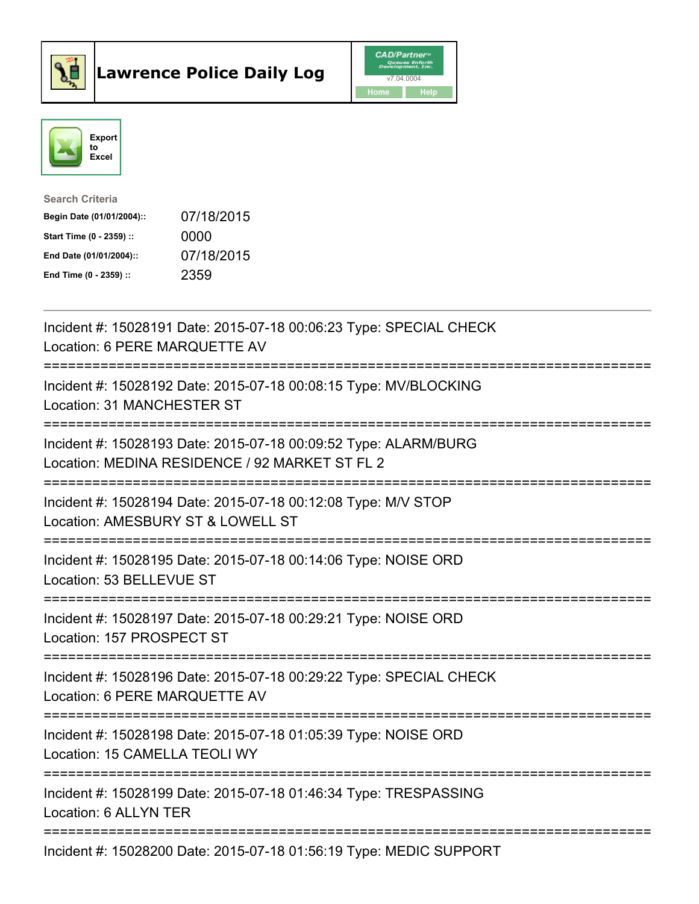# Lawrence Police Daily Log

CAD/Partner
v7.04.0004

Home | Help

Export to Excel

**Search Criteria**

| | |
|---|---|
| **Begin Date (01/01/2004)::** | 07/18/2015 |
| **Start Time (0 - 2359) ::** | 0000 |
| **End Date (01/01/2004)::** | 07/18/2015 |
| **End Time (0 - 2359) ::** | 2359 |

---

Incident #: 15028191 Date: 2015-07-18 00:06:23 Type: SPECIAL CHECK
Location: 6 PERE MARQUETTE AV

===========================================================================

Incident #: 15028192 Date: 2015-07-18 00:08:15 Type: MV/BLOCKING
Location: 31 MANCHESTER ST

===========================================================================

Incident #: 15028193 Date: 2015-07-18 00:09:52 Type: ALARM/BURG
Location: MEDINA RESIDENCE / 92 MARKET ST FL 2

===========================================================================

Incident #: 15028194 Date: 2015-07-18 00:12:08 Type: M/V STOP
Location: AMESBURY ST & LOWELL ST

===========================================================================

Incident #: 15028195 Date: 2015-07-18 00:14:06 Type: NOISE ORD
Location: 53 BELLEVUE ST

===========================================================================

Incident #: 15028197 Date: 2015-07-18 00:29:21 Type: NOISE ORD
Location: 157 PROSPECT ST

===========================================================================

Incident #: 15028196 Date: 2015-07-18 00:29:22 Type: SPECIAL CHECK
Location: 6 PERE MARQUETTE AV

===========================================================================

Incident #: 15028198 Date: 2015-07-18 01:05:39 Type: NOISE ORD
Location: 15 CAMELLA TEOLI WY

===========================================================================

Incident #: 15028199 Date: 2015-07-18 01:46:34 Type: TRESPASSING
Location: 6 ALLYN TER

===========================================================================

Incident #: 15028200 Date: 2015-07-18 01:56:19 Type: MEDIC SUPPORT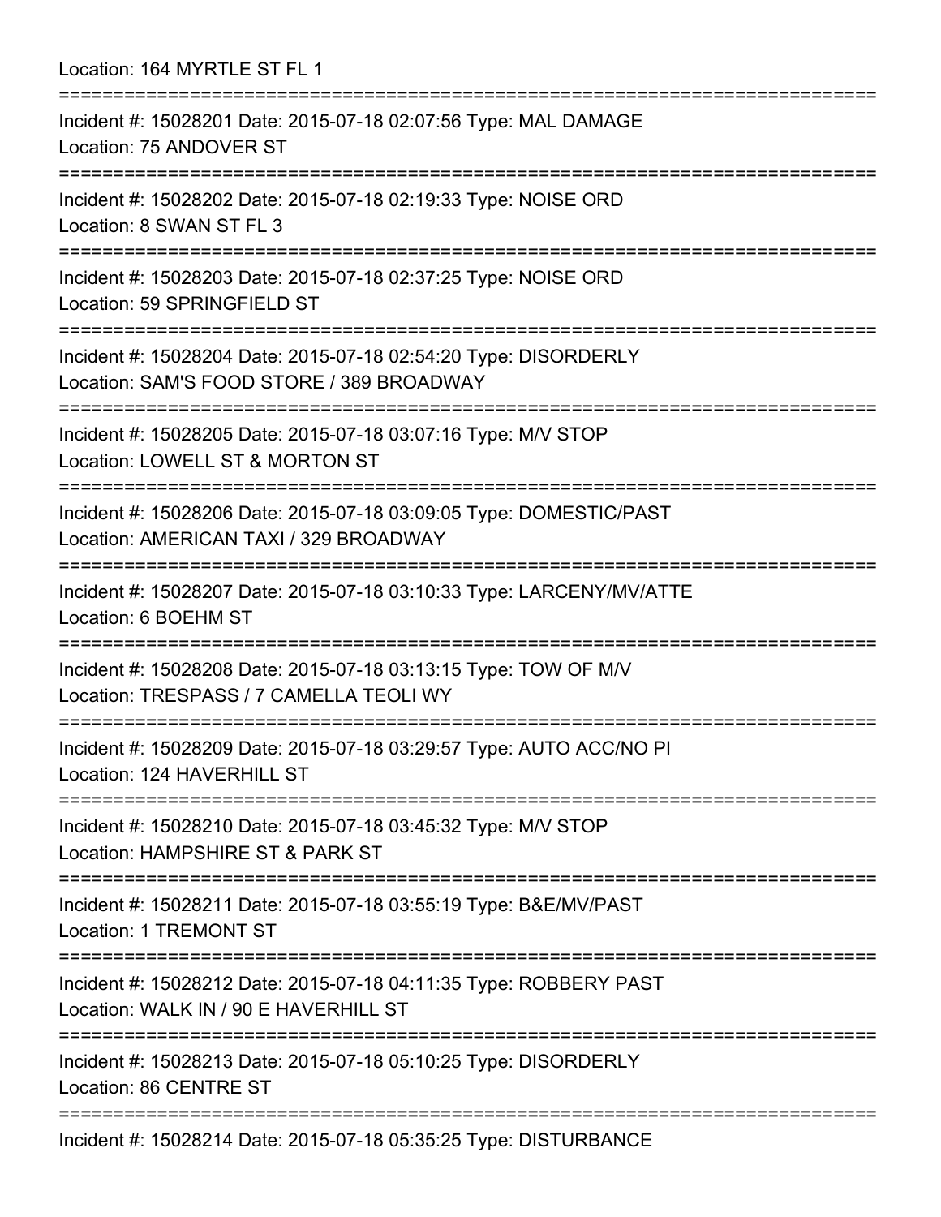Location: 164 MYRTLE ST FL 1

===========================================================================

Incident #: 15028201 Date: 2015-07-18 02:07:56 Type: MAL DAMAGE
Location: 75 ANDOVER ST

===========================================================================

Incident #: 15028202 Date: 2015-07-18 02:19:33 Type: NOISE ORD
Location: 8 SWAN ST FL 3

===========================================================================

Incident #: 15028203 Date: 2015-07-18 02:37:25 Type: NOISE ORD
Location: 59 SPRINGFIELD ST

===========================================================================

Incident #: 15028204 Date: 2015-07-18 02:54:20 Type: DISORDERLY
Location: SAM'S FOOD STORE / 389 BROADWAY

===========================================================================

Incident #: 15028205 Date: 2015-07-18 03:07:16 Type: M/V STOP
Location: LOWELL ST & MORTON ST

===========================================================================

Incident #: 15028206 Date: 2015-07-18 03:09:05 Type: DOMESTIC/PAST
Location: AMERICAN TAXI / 329 BROADWAY

===========================================================================

Incident #: 15028207 Date: 2015-07-18 03:10:33 Type: LARCENY/MV/ATTE
Location: 6 BOEHM ST

===========================================================================

Incident #: 15028208 Date: 2015-07-18 03:13:15 Type: TOW OF M/V
Location: TRESPASS / 7 CAMELLA TEOLI WY

===========================================================================

Incident #: 15028209 Date: 2015-07-18 03:29:57 Type: AUTO ACC/NO PI
Location: 124 HAVERHILL ST

===========================================================================

Incident #: 15028210 Date: 2015-07-18 03:45:32 Type: M/V STOP
Location: HAMPSHIRE ST & PARK ST

===========================================================================

Incident #: 15028211 Date: 2015-07-18 03:55:19 Type: B&E/MV/PAST
Location: 1 TREMONT ST

===========================================================================

Incident #: 15028212 Date: 2015-07-18 04:11:35 Type: ROBBERY PAST
Location: WALK IN / 90 E HAVERHILL ST

===========================================================================

Incident #: 15028213 Date: 2015-07-18 05:10:25 Type: DISORDERLY
Location: 86 CENTRE ST

===========================================================================

Incident #: 15028214 Date: 2015-07-18 05:35:25 Type: DISTURBANCE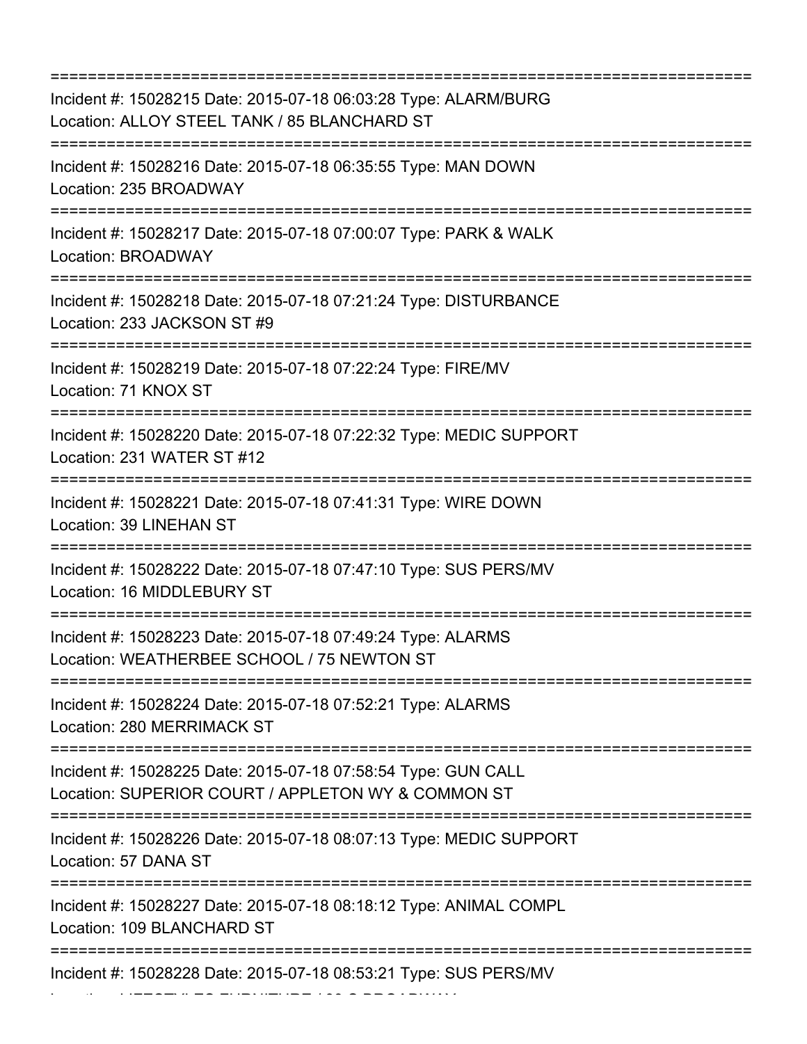===========================================================================
Incident #: 15028215 Date: 2015-07-18 06:03:28 Type: ALARM/BURG
Location: ALLOY STEEL TANK / 85 BLANCHARD ST
===========================================================================
Incident #: 15028216 Date: 2015-07-18 06:35:55 Type: MAN DOWN
Location: 235 BROADWAY
===========================================================================
Incident #: 15028217 Date: 2015-07-18 07:00:07 Type: PARK & WALK
Location: BROADWAY
===========================================================================
Incident #: 15028218 Date: 2015-07-18 07:21:24 Type: DISTURBANCE
Location: 233 JACKSON ST #9
===========================================================================
Incident #: 15028219 Date: 2015-07-18 07:22:24 Type: FIRE/MV
Location: 71 KNOX ST
===========================================================================
Incident #: 15028220 Date: 2015-07-18 07:22:32 Type: MEDIC SUPPORT
Location: 231 WATER ST #12
===========================================================================
Incident #: 15028221 Date: 2015-07-18 07:41:31 Type: WIRE DOWN
Location: 39 LINEHAN ST
===========================================================================
Incident #: 15028222 Date: 2015-07-18 07:47:10 Type: SUS PERS/MV
Location: 16 MIDDLEBURY ST
===========================================================================
Incident #: 15028223 Date: 2015-07-18 07:49:24 Type: ALARMS
Location: WEATHERBEE SCHOOL / 75 NEWTON ST
===========================================================================
Incident #: 15028224 Date: 2015-07-18 07:52:21 Type: ALARMS
Location: 280 MERRIMACK ST
===========================================================================
Incident #: 15028225 Date: 2015-07-18 07:58:54 Type: GUN CALL
Location: SUPERIOR COURT / APPLETON WY & COMMON ST
===========================================================================
Incident #: 15028226 Date: 2015-07-18 08:07:13 Type: MEDIC SUPPORT
Location: 57 DANA ST
===========================================================================
Incident #: 15028227 Date: 2015-07-18 08:18:12 Type: ANIMAL COMPL
Location: 109 BLANCHARD ST
===========================================================================
Incident #: 15028228 Date: 2015-07-18 08:53:21 Type: SUS PERS/MV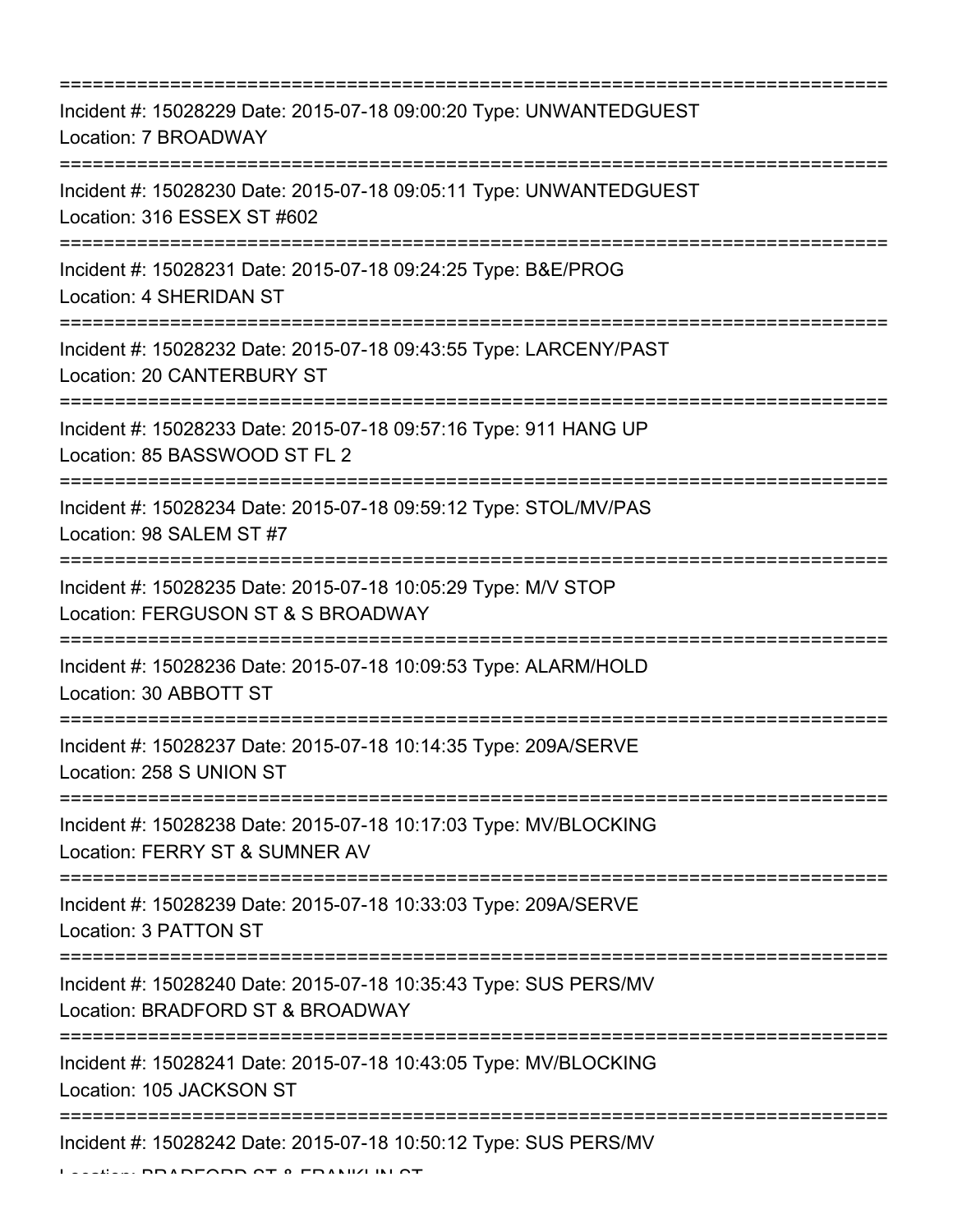===========================================================================

Incident #: 15028229 Date: 2015-07-18 09:00:20 Type: UNWANTEDGUEST
Location: 7 BROADWAY

===========================================================================

Incident #: 15028230 Date: 2015-07-18 09:05:11 Type: UNWANTEDGUEST
Location: 316 ESSEX ST #602

===========================================================================

Incident #: 15028231 Date: 2015-07-18 09:24:25 Type: B&E/PROG
Location: 4 SHERIDAN ST

===========================================================================

Incident #: 15028232 Date: 2015-07-18 09:43:55 Type: LARCENY/PAST
Location: 20 CANTERBURY ST

===========================================================================

Incident #: 15028233 Date: 2015-07-18 09:57:16 Type: 911 HANG UP
Location: 85 BASSWOOD ST FL 2

===========================================================================

Incident #: 15028234 Date: 2015-07-18 09:59:12 Type: STOL/MV/PAS
Location: 98 SALEM ST #7

===========================================================================

Incident #: 15028235 Date: 2015-07-18 10:05:29 Type: M/V STOP
Location: FERGUSON ST & S BROADWAY

===========================================================================

Incident #: 15028236 Date: 2015-07-18 10:09:53 Type: ALARM/HOLD
Location: 30 ABBOTT ST

===========================================================================

Incident #: 15028237 Date: 2015-07-18 10:14:35 Type: 209A/SERVE
Location: 258 S UNION ST

===========================================================================

Incident #: 15028238 Date: 2015-07-18 10:17:03 Type: MV/BLOCKING
Location: FERRY ST & SUMNER AV

===========================================================================

Incident #: 15028239 Date: 2015-07-18 10:33:03 Type: 209A/SERVE
Location: 3 PATTON ST

===========================================================================

Incident #: 15028240 Date: 2015-07-18 10:35:43 Type: SUS PERS/MV
Location: BRADFORD ST & BROADWAY

===========================================================================

Incident #: 15028241 Date: 2015-07-18 10:43:05 Type: MV/BLOCKING
Location: 105 JACKSON ST

===========================================================================

Incident #: 15028242 Date: 2015-07-18 10:50:12 Type: SUS PERS/MV
Location: BRADFORD ST & FRANKLIN ST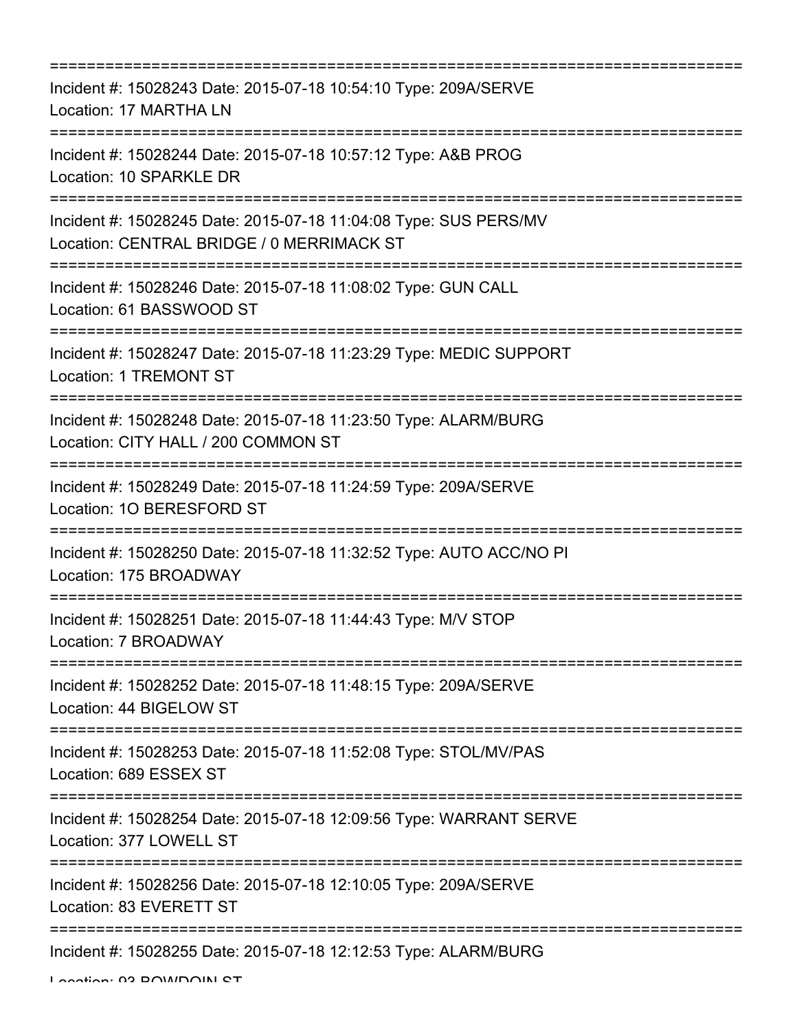===========================================================================

Incident #: 15028243 Date: 2015-07-18 10:54:10 Type: 209A/SERVE
Location: 17 MARTHA LN

===========================================================================

Incident #: 15028244 Date: 2015-07-18 10:57:12 Type: A&B PROG
Location: 10 SPARKLE DR

===========================================================================

Incident #: 15028245 Date: 2015-07-18 11:04:08 Type: SUS PERS/MV
Location: CENTRAL BRIDGE / 0 MERRIMACK ST

===========================================================================

Incident #: 15028246 Date: 2015-07-18 11:08:02 Type: GUN CALL
Location: 61 BASSWOOD ST

===========================================================================

Incident #: 15028247 Date: 2015-07-18 11:23:29 Type: MEDIC SUPPORT
Location: 1 TREMONT ST

===========================================================================

Incident #: 15028248 Date: 2015-07-18 11:23:50 Type: ALARM/BURG
Location: CITY HALL / 200 COMMON ST

===========================================================================

Incident #: 15028249 Date: 2015-07-18 11:24:59 Type: 209A/SERVE
Location: 1O BERESFORD ST

===========================================================================

Incident #: 15028250 Date: 2015-07-18 11:32:52 Type: AUTO ACC/NO PI
Location: 175 BROADWAY

===========================================================================

Incident #: 15028251 Date: 2015-07-18 11:44:43 Type: M/V STOP
Location: 7 BROADWAY

===========================================================================

Incident #: 15028252 Date: 2015-07-18 11:48:15 Type: 209A/SERVE
Location: 44 BIGELOW ST

===========================================================================

Incident #: 15028253 Date: 2015-07-18 11:52:08 Type: STOL/MV/PAS
Location: 689 ESSEX ST

===========================================================================

Incident #: 15028254 Date: 2015-07-18 12:09:56 Type: WARRANT SERVE
Location: 377 LOWELL ST

===========================================================================

Incident #: 15028256 Date: 2015-07-18 12:10:05 Type: 209A/SERVE
Location: 83 EVERETT ST

===========================================================================

Incident #: 15028255 Date: 2015-07-18 12:12:53 Type: ALARM/BURG
Location: 93 BOWDOIN ST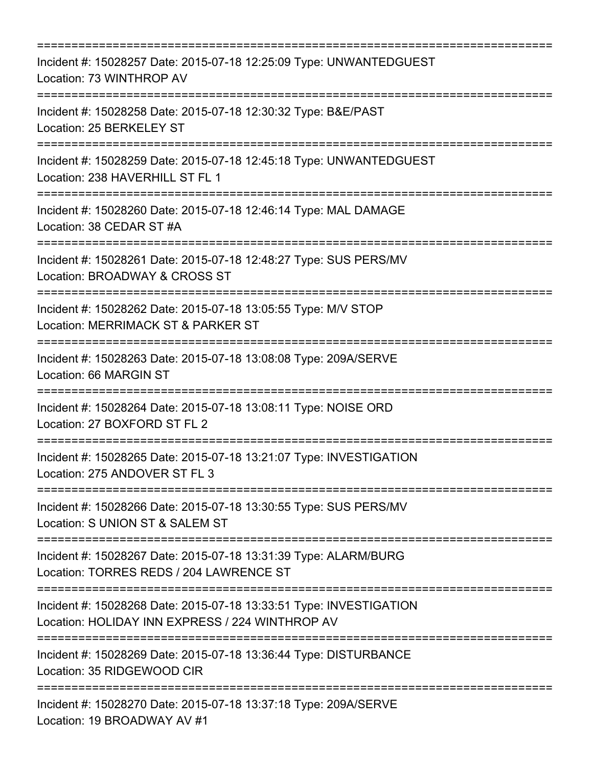===========================================================================

Incident #: 15028257 Date: 2015-07-18 12:25:09 Type: UNWANTEDGUEST
Location: 73 WINTHROP AV

===========================================================================

Incident #: 15028258 Date: 2015-07-18 12:30:32 Type: B&E/PAST
Location: 25 BERKELEY ST

===========================================================================

Incident #: 15028259 Date: 2015-07-18 12:45:18 Type: UNWANTEDGUEST
Location: 238 HAVERHILL ST FL 1

===========================================================================

Incident #: 15028260 Date: 2015-07-18 12:46:14 Type: MAL DAMAGE
Location: 38 CEDAR ST #A

===========================================================================

Incident #: 15028261 Date: 2015-07-18 12:48:27 Type: SUS PERS/MV
Location: BROADWAY & CROSS ST

===========================================================================

Incident #: 15028262 Date: 2015-07-18 13:05:55 Type: M/V STOP
Location: MERRIMACK ST & PARKER ST

===========================================================================

Incident #: 15028263 Date: 2015-07-18 13:08:08 Type: 209A/SERVE
Location: 66 MARGIN ST

===========================================================================

Incident #: 15028264 Date: 2015-07-18 13:08:11 Type: NOISE ORD
Location: 27 BOXFORD ST FL 2

===========================================================================

Incident #: 15028265 Date: 2015-07-18 13:21:07 Type: INVESTIGATION
Location: 275 ANDOVER ST FL 3

===========================================================================

Incident #: 15028266 Date: 2015-07-18 13:30:55 Type: SUS PERS/MV
Location: S UNION ST & SALEM ST

===========================================================================

Incident #: 15028267 Date: 2015-07-18 13:31:39 Type: ALARM/BURG
Location: TORRES REDS / 204 LAWRENCE ST

===========================================================================

Incident #: 15028268 Date: 2015-07-18 13:33:51 Type: INVESTIGATION
Location: HOLIDAY INN EXPRESS / 224 WINTHROP AV

===========================================================================

Incident #: 15028269 Date: 2015-07-18 13:36:44 Type: DISTURBANCE
Location: 35 RIDGEWOOD CIR

===========================================================================

Incident #: 15028270 Date: 2015-07-18 13:37:18 Type: 209A/SERVE
Location: 19 BROADWAY AV #1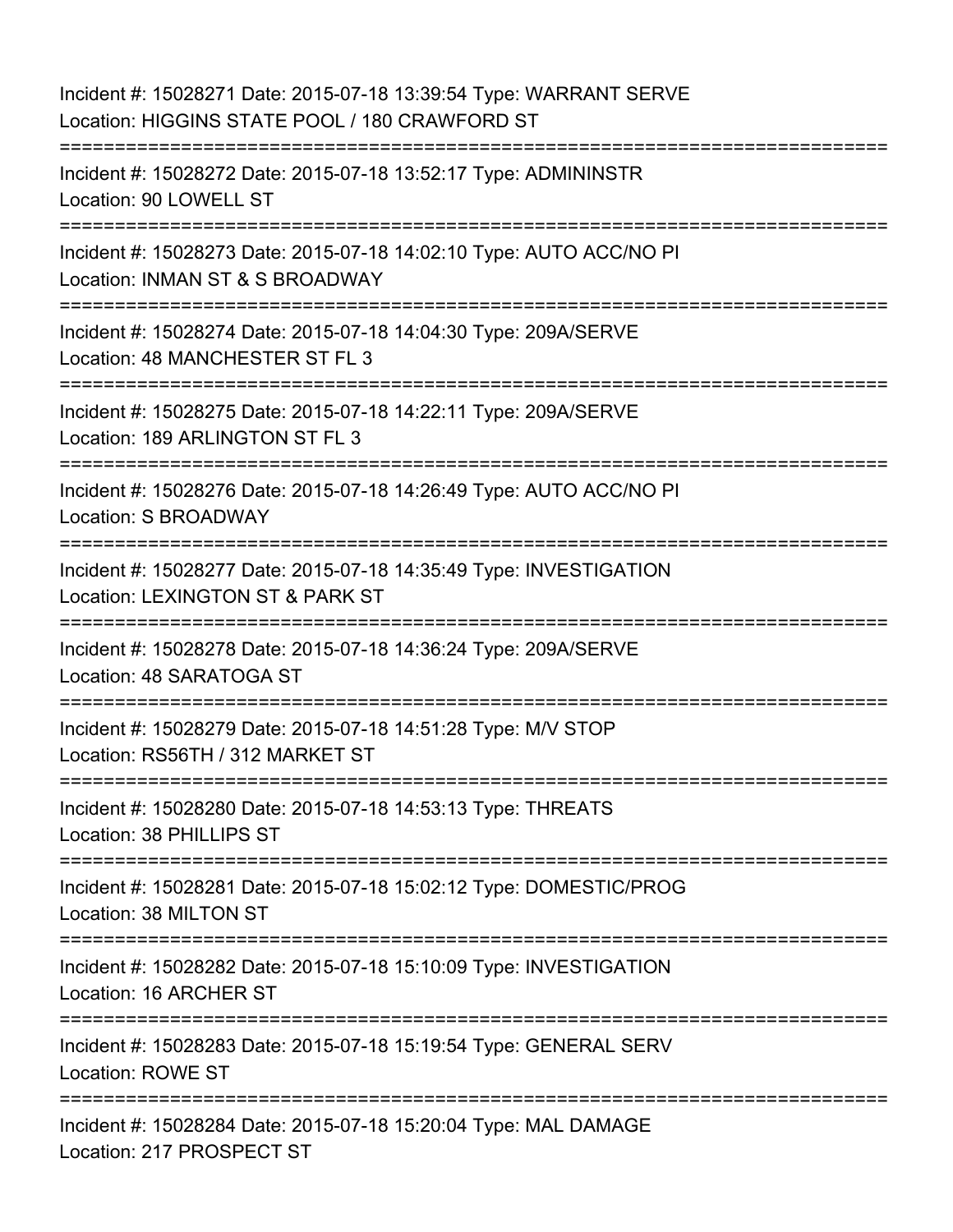Incident #: 15028271 Date: 2015-07-18 13:39:54 Type: WARRANT SERVE
Location: HIGGINS STATE POOL / 180 CRAWFORD ST

===========================================================================

Incident #: 15028272 Date: 2015-07-18 13:52:17 Type: ADMININSTR
Location: 90 LOWELL ST

===========================================================================

Incident #: 15028273 Date: 2015-07-18 14:02:10 Type: AUTO ACC/NO PI
Location: INMAN ST & S BROADWAY

===========================================================================

Incident #: 15028274 Date: 2015-07-18 14:04:30 Type: 209A/SERVE
Location: 48 MANCHESTER ST FL 3

===========================================================================

Incident #: 15028275 Date: 2015-07-18 14:22:11 Type: 209A/SERVE
Location: 189 ARLINGTON ST FL 3

===========================================================================

Incident #: 15028276 Date: 2015-07-18 14:26:49 Type: AUTO ACC/NO PI
Location: S BROADWAY

===========================================================================

Incident #: 15028277 Date: 2015-07-18 14:35:49 Type: INVESTIGATION
Location: LEXINGTON ST & PARK ST

===========================================================================

Incident #: 15028278 Date: 2015-07-18 14:36:24 Type: 209A/SERVE
Location: 48 SARATOGA ST

===========================================================================

Incident #: 15028279 Date: 2015-07-18 14:51:28 Type: M/V STOP
Location: RS56TH / 312 MARKET ST

===========================================================================

Incident #: 15028280 Date: 2015-07-18 14:53:13 Type: THREATS
Location: 38 PHILLIPS ST

===========================================================================

Incident #: 15028281 Date: 2015-07-18 15:02:12 Type: DOMESTIC/PROG
Location: 38 MILTON ST

===========================================================================

Incident #: 15028282 Date: 2015-07-18 15:10:09 Type: INVESTIGATION
Location: 16 ARCHER ST

===========================================================================

Incident #: 15028283 Date: 2015-07-18 15:19:54 Type: GENERAL SERV
Location: ROWE ST

===========================================================================

Incident #: 15028284 Date: 2015-07-18 15:20:04 Type: MAL DAMAGE
Location: 217 PROSPECT ST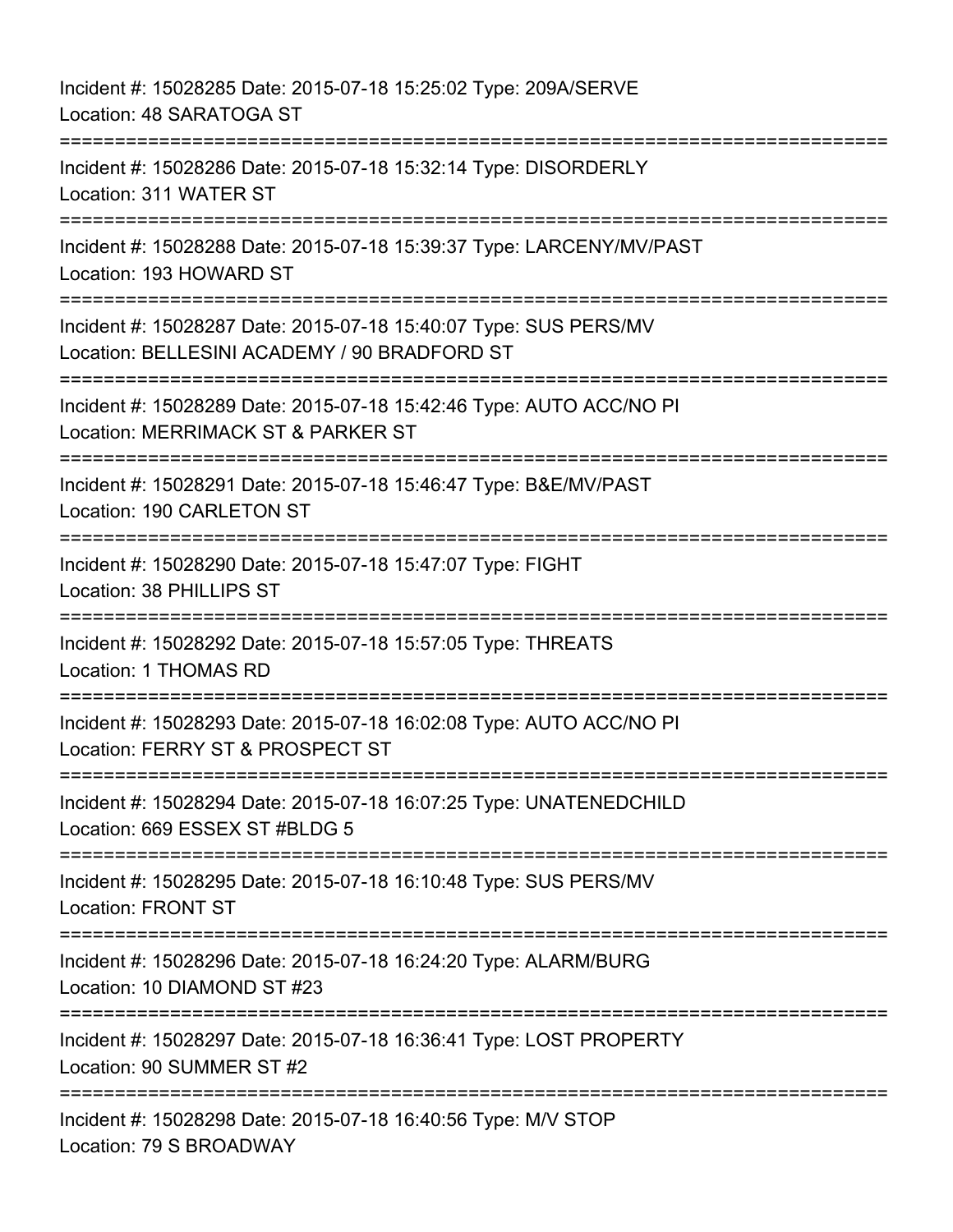Incident #: 15028285 Date: 2015-07-18 15:25:02 Type: 209A/SERVE
Location: 48 SARATOGA ST

===========================================================================

Incident #: 15028286 Date: 2015-07-18 15:32:14 Type: DISORDERLY
Location: 311 WATER ST

===========================================================================

Incident #: 15028288 Date: 2015-07-18 15:39:37 Type: LARCENY/MV/PAST
Location: 193 HOWARD ST

===========================================================================

Incident #: 15028287 Date: 2015-07-18 15:40:07 Type: SUS PERS/MV
Location: BELLESINI ACADEMY / 90 BRADFORD ST

===========================================================================

Incident #: 15028289 Date: 2015-07-18 15:42:46 Type: AUTO ACC/NO PI
Location: MERRIMACK ST & PARKER ST

===========================================================================

Incident #: 15028291 Date: 2015-07-18 15:46:47 Type: B&E/MV/PAST
Location: 190 CARLETON ST

===========================================================================

Incident #: 15028290 Date: 2015-07-18 15:47:07 Type: FIGHT
Location: 38 PHILLIPS ST

===========================================================================

Incident #: 15028292 Date: 2015-07-18 15:57:05 Type: THREATS
Location: 1 THOMAS RD

===========================================================================

Incident #: 15028293 Date: 2015-07-18 16:02:08 Type: AUTO ACC/NO PI
Location: FERRY ST & PROSPECT ST

===========================================================================

Incident #: 15028294 Date: 2015-07-18 16:07:25 Type: UNATENEDCHILD
Location: 669 ESSEX ST #BLDG 5

===========================================================================

Incident #: 15028295 Date: 2015-07-18 16:10:48 Type: SUS PERS/MV
Location: FRONT ST

===========================================================================

Incident #: 15028296 Date: 2015-07-18 16:24:20 Type: ALARM/BURG
Location: 10 DIAMOND ST #23

===========================================================================

Incident #: 15028297 Date: 2015-07-18 16:36:41 Type: LOST PROPERTY
Location: 90 SUMMER ST #2

===========================================================================

Incident #: 15028298 Date: 2015-07-18 16:40:56 Type: M/V STOP
Location: 79 S BROADWAY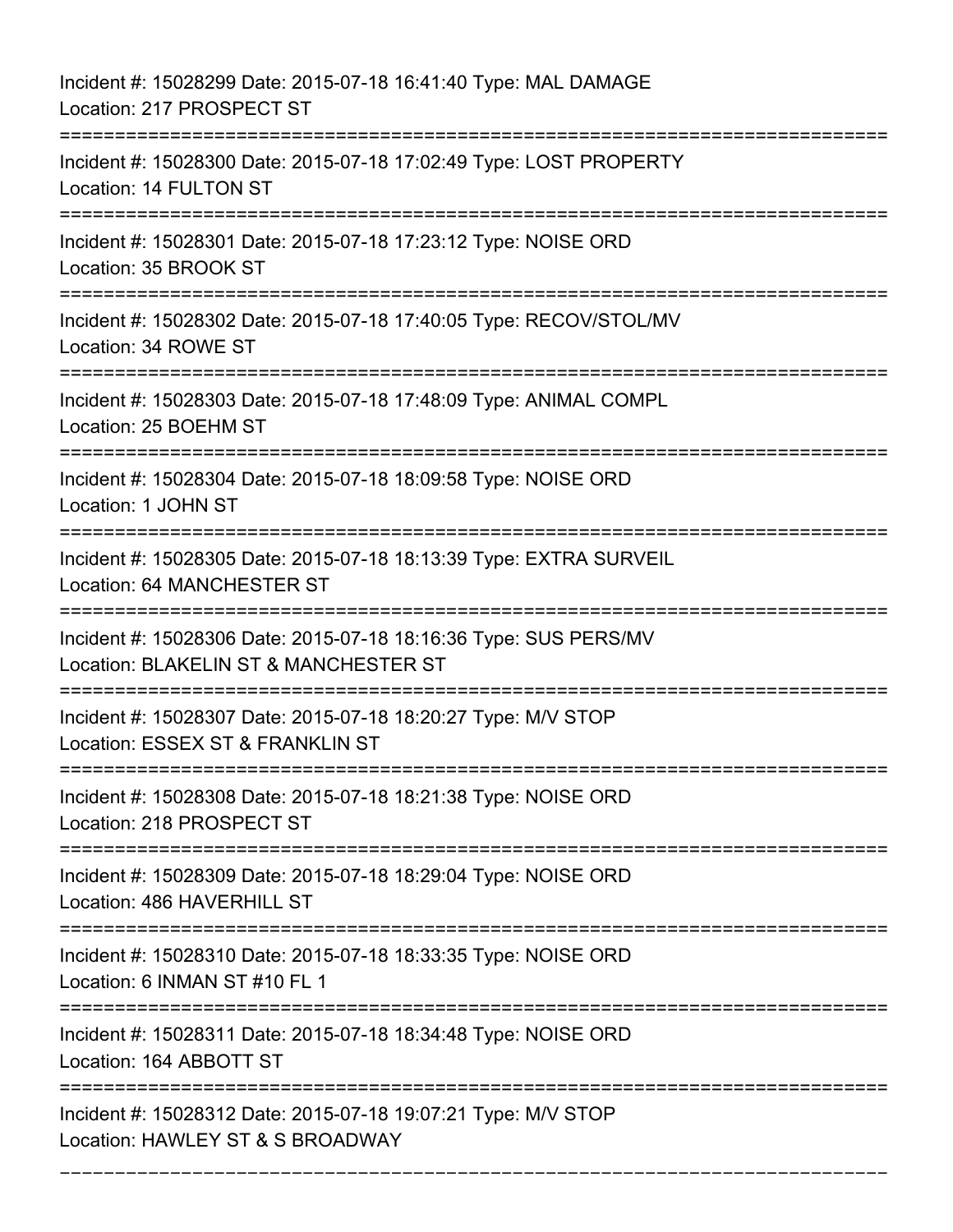Incident #: 15028299 Date: 2015-07-18 16:41:40 Type: MAL DAMAGE
Location: 217 PROSPECT ST

===========================================================================

Incident #: 15028300 Date: 2015-07-18 17:02:49 Type: LOST PROPERTY
Location: 14 FULTON ST

===========================================================================

Incident #: 15028301 Date: 2015-07-18 17:23:12 Type: NOISE ORD
Location: 35 BROOK ST

===========================================================================

Incident #: 15028302 Date: 2015-07-18 17:40:05 Type: RECOV/STOL/MV
Location: 34 ROWE ST

===========================================================================

Incident #: 15028303 Date: 2015-07-18 17:48:09 Type: ANIMAL COMPL
Location: 25 BOEHM ST

===========================================================================

Incident #: 15028304 Date: 2015-07-18 18:09:58 Type: NOISE ORD
Location: 1 JOHN ST

===========================================================================

Incident #: 15028305 Date: 2015-07-18 18:13:39 Type: EXTRA SURVEIL
Location: 64 MANCHESTER ST

===========================================================================

Incident #: 15028306 Date: 2015-07-18 18:16:36 Type: SUS PERS/MV
Location: BLAKELIN ST & MANCHESTER ST

===========================================================================

Incident #: 15028307 Date: 2015-07-18 18:20:27 Type: M/V STOP
Location: ESSEX ST & FRANKLIN ST

===========================================================================

Incident #: 15028308 Date: 2015-07-18 18:21:38 Type: NOISE ORD
Location: 218 PROSPECT ST

===========================================================================

Incident #: 15028309 Date: 2015-07-18 18:29:04 Type: NOISE ORD
Location: 486 HAVERHILL ST

===========================================================================

Incident #: 15028310 Date: 2015-07-18 18:33:35 Type: NOISE ORD
Location: 6 INMAN ST #10 FL 1

===========================================================================

Incident #: 15028311 Date: 2015-07-18 18:34:48 Type: NOISE ORD
Location: 164 ABBOTT ST

===========================================================================

Incident #: 15028312 Date: 2015-07-18 19:07:21 Type: M/V STOP
Location: HAWLEY ST & S BROADWAY

---------------------------------------------------------------------------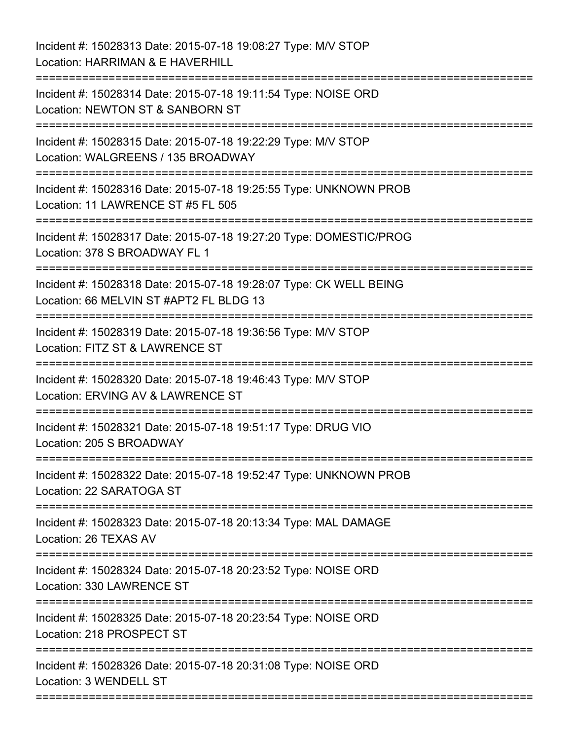Incident #: 15028313 Date: 2015-07-18 19:08:27 Type: M/V STOP
Location: HARRIMAN & E HAVERHILL

===========================================================================

Incident #: 15028314 Date: 2015-07-18 19:11:54 Type: NOISE ORD
Location: NEWTON ST & SANBORN ST

===========================================================================

Incident #: 15028315 Date: 2015-07-18 19:22:29 Type: M/V STOP
Location: WALGREENS / 135 BROADWAY

===========================================================================

Incident #: 15028316 Date: 2015-07-18 19:25:55 Type: UNKNOWN PROB
Location: 11 LAWRENCE ST #5 FL 505

===========================================================================

Incident #: 15028317 Date: 2015-07-18 19:27:20 Type: DOMESTIC/PROG
Location: 378 S BROADWAY FL 1

===========================================================================

Incident #: 15028318 Date: 2015-07-18 19:28:07 Type: CK WELL BEING
Location: 66 MELVIN ST #APT2 FL BLDG 13

===========================================================================

Incident #: 15028319 Date: 2015-07-18 19:36:56 Type: M/V STOP
Location: FITZ ST & LAWRENCE ST

===========================================================================

Incident #: 15028320 Date: 2015-07-18 19:46:43 Type: M/V STOP
Location: ERVING AV & LAWRENCE ST

===========================================================================

Incident #: 15028321 Date: 2015-07-18 19:51:17 Type: DRUG VIO
Location: 205 S BROADWAY

===========================================================================

Incident #: 15028322 Date: 2015-07-18 19:52:47 Type: UNKNOWN PROB
Location: 22 SARATOGA ST

===========================================================================

Incident #: 15028323 Date: 2015-07-18 20:13:34 Type: MAL DAMAGE
Location: 26 TEXAS AV

===========================================================================

Incident #: 15028324 Date: 2015-07-18 20:23:52 Type: NOISE ORD
Location: 330 LAWRENCE ST

===========================================================================

Incident #: 15028325 Date: 2015-07-18 20:23:54 Type: NOISE ORD
Location: 218 PROSPECT ST

===========================================================================

Incident #: 15028326 Date: 2015-07-18 20:31:08 Type: NOISE ORD
Location: 3 WENDELL ST

===========================================================================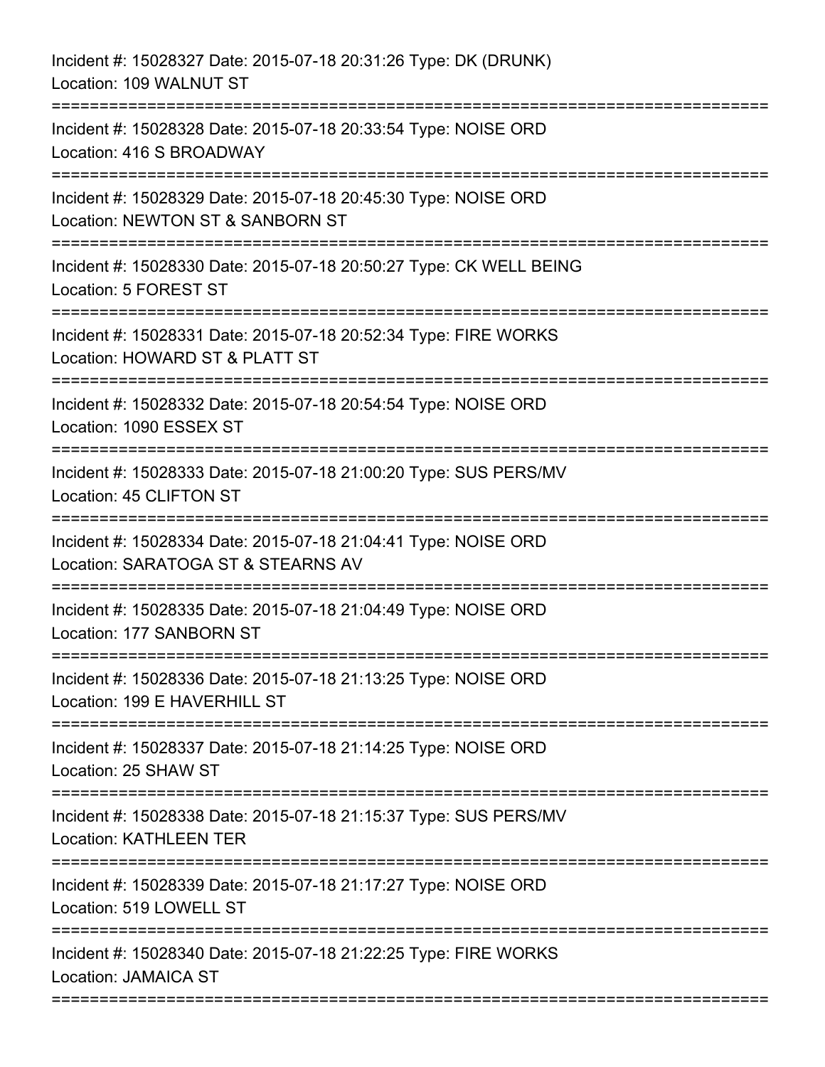Incident #: 15028327 Date: 2015-07-18 20:31:26 Type: DK (DRUNK)
Location: 109 WALNUT ST

===========================================================================

Incident #: 15028328 Date: 2015-07-18 20:33:54 Type: NOISE ORD
Location: 416 S BROADWAY

===========================================================================

Incident #: 15028329 Date: 2015-07-18 20:45:30 Type: NOISE ORD
Location: NEWTON ST & SANBORN ST

===========================================================================

Incident #: 15028330 Date: 2015-07-18 20:50:27 Type: CK WELL BEING
Location: 5 FOREST ST

===========================================================================

Incident #: 15028331 Date: 2015-07-18 20:52:34 Type: FIRE WORKS
Location: HOWARD ST & PLATT ST

===========================================================================

Incident #: 15028332 Date: 2015-07-18 20:54:54 Type: NOISE ORD
Location: 1090 ESSEX ST

===========================================================================

Incident #: 15028333 Date: 2015-07-18 21:00:20 Type: SUS PERS/MV
Location: 45 CLIFTON ST

===========================================================================

Incident #: 15028334 Date: 2015-07-18 21:04:41 Type: NOISE ORD
Location: SARATOGA ST & STEARNS AV

===========================================================================

Incident #: 15028335 Date: 2015-07-18 21:04:49 Type: NOISE ORD
Location: 177 SANBORN ST

===========================================================================

Incident #: 15028336 Date: 2015-07-18 21:13:25 Type: NOISE ORD
Location: 199 E HAVERHILL ST

===========================================================================

Incident #: 15028337 Date: 2015-07-18 21:14:25 Type: NOISE ORD
Location: 25 SHAW ST

===========================================================================

Incident #: 15028338 Date: 2015-07-18 21:15:37 Type: SUS PERS/MV
Location: KATHLEEN TER

===========================================================================

Incident #: 15028339 Date: 2015-07-18 21:17:27 Type: NOISE ORD
Location: 519 LOWELL ST

===========================================================================

Incident #: 15028340 Date: 2015-07-18 21:22:25 Type: FIRE WORKS
Location: JAMAICA ST

===========================================================================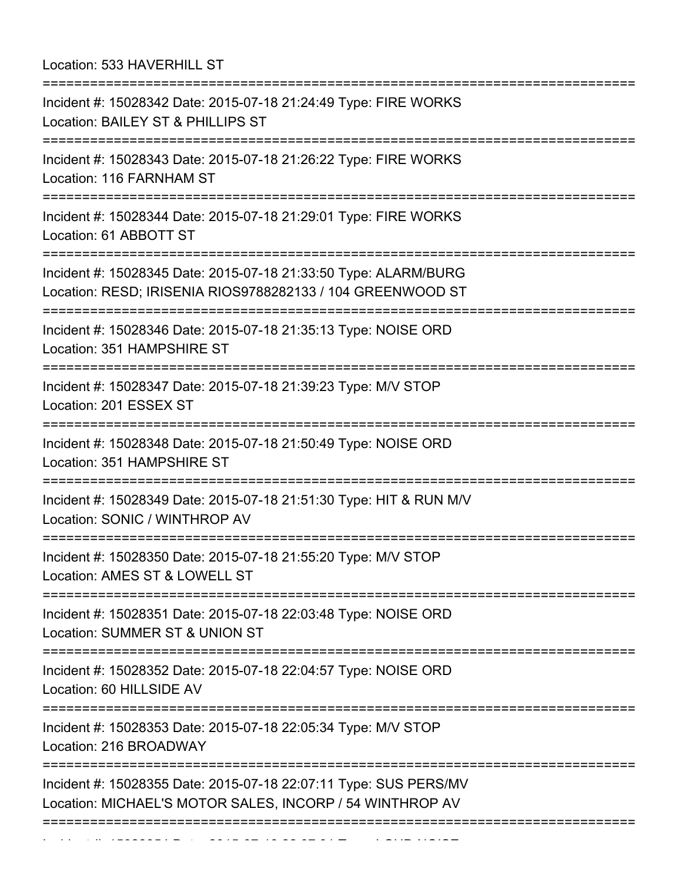Location: 533 HAVERHILL ST

===========================================================================

Incident #: 15028342 Date: 2015-07-18 21:24:49 Type: FIRE WORKS
Location: BAILEY ST & PHILLIPS ST

===========================================================================

Incident #: 15028343 Date: 2015-07-18 21:26:22 Type: FIRE WORKS
Location: 116 FARNHAM ST

===========================================================================

Incident #: 15028344 Date: 2015-07-18 21:29:01 Type: FIRE WORKS
Location: 61 ABBOTT ST

===========================================================================

Incident #: 15028345 Date: 2015-07-18 21:33:50 Type: ALARM/BURG
Location: RESD; IRISENIA RIOS9788282133 / 104 GREENWOOD ST

===========================================================================

Incident #: 15028346 Date: 2015-07-18 21:35:13 Type: NOISE ORD
Location: 351 HAMPSHIRE ST

===========================================================================

Incident #: 15028347 Date: 2015-07-18 21:39:23 Type: M/V STOP
Location: 201 ESSEX ST

===========================================================================

Incident #: 15028348 Date: 2015-07-18 21:50:49 Type: NOISE ORD
Location: 351 HAMPSHIRE ST

===========================================================================

Incident #: 15028349 Date: 2015-07-18 21:51:30 Type: HIT & RUN M/V
Location: SONIC / WINTHROP AV

===========================================================================

Incident #: 15028350 Date: 2015-07-18 21:55:20 Type: M/V STOP
Location: AMES ST & LOWELL ST

===========================================================================

Incident #: 15028351 Date: 2015-07-18 22:03:48 Type: NOISE ORD
Location: SUMMER ST & UNION ST

===========================================================================

Incident #: 15028352 Date: 2015-07-18 22:04:57 Type: NOISE ORD
Location: 60 HILLSIDE AV

===========================================================================

Incident #: 15028353 Date: 2015-07-18 22:05:34 Type: M/V STOP
Location: 216 BROADWAY

===========================================================================

Incident #: 15028355 Date: 2015-07-18 22:07:11 Type: SUS PERS/MV
Location: MICHAEL'S MOTOR SALES, INCORP / 54 WINTHROP AV

===========================================================================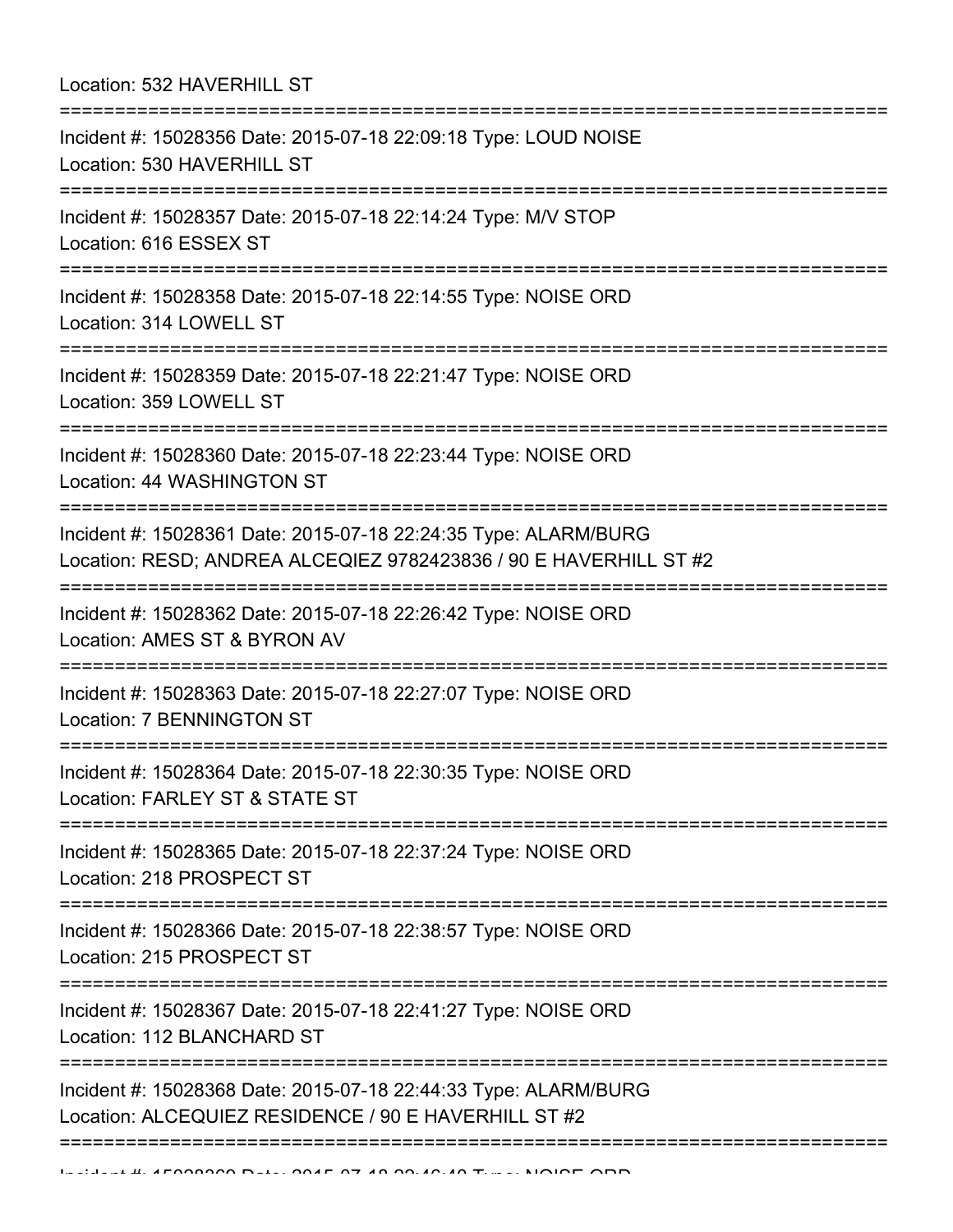Location: 532 HAVERHILL ST

===========================================================================

Incident #: 15028356 Date: 2015-07-18 22:09:18 Type: LOUD NOISE
Location: 530 HAVERHILL ST

===========================================================================

Incident #: 15028357 Date: 2015-07-18 22:14:24 Type: M/V STOP
Location: 616 ESSEX ST

===========================================================================

Incident #: 15028358 Date: 2015-07-18 22:14:55 Type: NOISE ORD
Location: 314 LOWELL ST

===========================================================================

Incident #: 15028359 Date: 2015-07-18 22:21:47 Type: NOISE ORD
Location: 359 LOWELL ST

===========================================================================

Incident #: 15028360 Date: 2015-07-18 22:23:44 Type: NOISE ORD
Location: 44 WASHINGTON ST

===========================================================================

Incident #: 15028361 Date: 2015-07-18 22:24:35 Type: ALARM/BURG
Location: RESD; ANDREA ALCEQIEZ 9782423836 / 90 E HAVERHILL ST #2

===========================================================================

Incident #: 15028362 Date: 2015-07-18 22:26:42 Type: NOISE ORD
Location: AMES ST & BYRON AV

===========================================================================

Incident #: 15028363 Date: 2015-07-18 22:27:07 Type: NOISE ORD
Location: 7 BENNINGTON ST

===========================================================================

Incident #: 15028364 Date: 2015-07-18 22:30:35 Type: NOISE ORD
Location: FARLEY ST & STATE ST

===========================================================================

Incident #: 15028365 Date: 2015-07-18 22:37:24 Type: NOISE ORD
Location: 218 PROSPECT ST

===========================================================================

Incident #: 15028366 Date: 2015-07-18 22:38:57 Type: NOISE ORD
Location: 215 PROSPECT ST

===========================================================================

Incident #: 15028367 Date: 2015-07-18 22:41:27 Type: NOISE ORD
Location: 112 BLANCHARD ST

===========================================================================

Incident #: 15028368 Date: 2015-07-18 22:44:33 Type: ALARM/BURG
Location: ALCEQUIEZ RESIDENCE / 90 E HAVERHILL ST #2

===========================================================================

Incident #: 15028369 Date: 2015-07-18 22:46:40 Type: NOISE ORD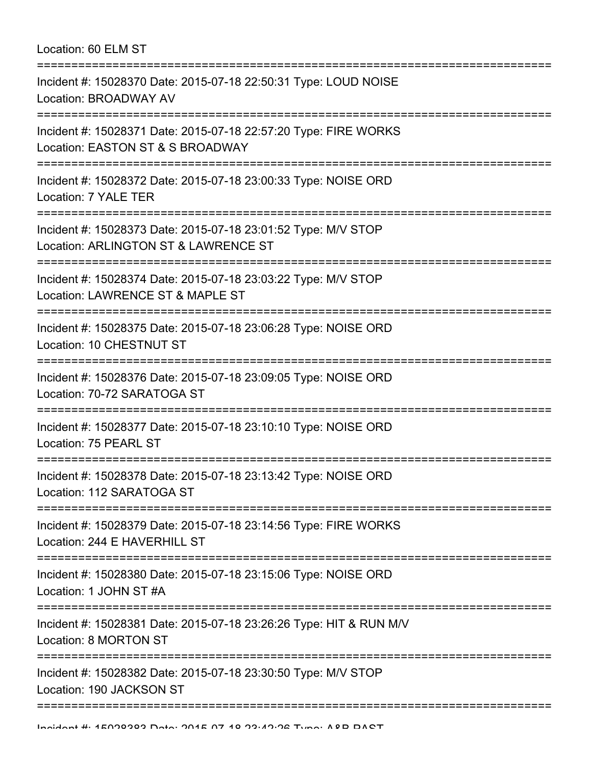Location: 60 ELM ST

===========================================================================

Incident #: 15028370 Date: 2015-07-18 22:50:31 Type: LOUD NOISE
Location: BROADWAY AV

===========================================================================

Incident #: 15028371 Date: 2015-07-18 22:57:20 Type: FIRE WORKS
Location: EASTON ST & S BROADWAY

===========================================================================

Incident #: 15028372 Date: 2015-07-18 23:00:33 Type: NOISE ORD
Location: 7 YALE TER

===========================================================================

Incident #: 15028373 Date: 2015-07-18 23:01:52 Type: M/V STOP
Location: ARLINGTON ST & LAWRENCE ST

===========================================================================

Incident #: 15028374 Date: 2015-07-18 23:03:22 Type: M/V STOP
Location: LAWRENCE ST & MAPLE ST

===========================================================================

Incident #: 15028375 Date: 2015-07-18 23:06:28 Type: NOISE ORD
Location: 10 CHESTNUT ST

===========================================================================

Incident #: 15028376 Date: 2015-07-18 23:09:05 Type: NOISE ORD
Location: 70-72 SARATOGA ST

===========================================================================

Incident #: 15028377 Date: 2015-07-18 23:10:10 Type: NOISE ORD
Location: 75 PEARL ST

===========================================================================

Incident #: 15028378 Date: 2015-07-18 23:13:42 Type: NOISE ORD
Location: 112 SARATOGA ST

===========================================================================

Incident #: 15028379 Date: 2015-07-18 23:14:56 Type: FIRE WORKS
Location: 244 E HAVERHILL ST

===========================================================================

Incident #: 15028380 Date: 2015-07-18 23:15:06 Type: NOISE ORD
Location: 1 JOHN ST #A

===========================================================================

Incident #: 15028381 Date: 2015-07-18 23:26:26 Type: HIT & RUN M/V
Location: 8 MORTON ST

===========================================================================

Incident #: 15028382 Date: 2015-07-18 23:30:50 Type: M/V STOP
Location: 190 JACKSON ST

===========================================================================

Incident #: 15028383 Date: 2015-07-18 23:42:26 Type: A&B PAST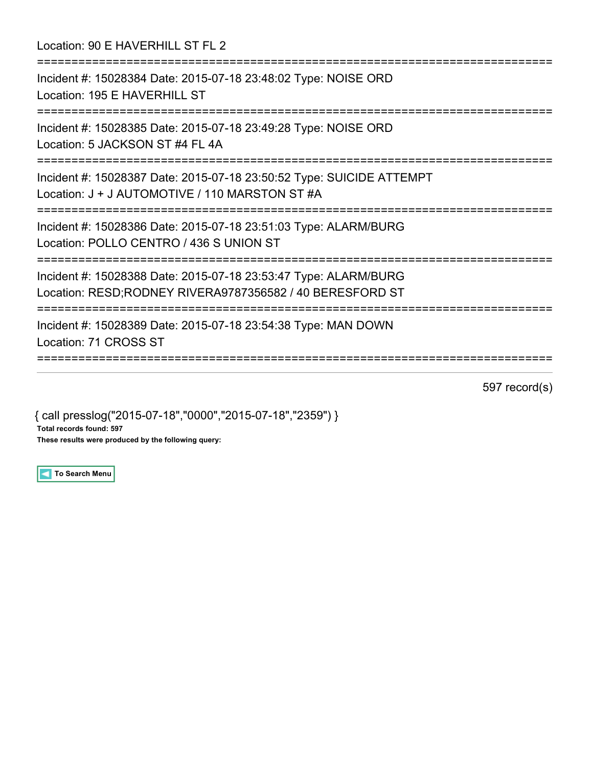Location: 90 E HAVERHILL ST FL 2

===========================================================================

Incident #: 15028384 Date: 2015-07-18 23:48:02 Type: NOISE ORD

Location: 195 E HAVERHILL ST

===========================================================================

Incident #: 15028385 Date: 2015-07-18 23:49:28 Type: NOISE ORD

Location: 5 JACKSON ST #4 FL 4A

===========================================================================

Incident #: 15028387 Date: 2015-07-18 23:50:52 Type: SUICIDE ATTEMPT

Location: J + J AUTOMOTIVE / 110 MARSTON ST #A

===========================================================================

Incident #: 15028386 Date: 2015-07-18 23:51:03 Type: ALARM/BURG

Location: POLLO CENTRO / 436 S UNION ST

===========================================================================

Incident #: 15028388 Date: 2015-07-18 23:53:47 Type: ALARM/BURG

Location: RESD;RODNEY RIVERA9787356582 / 40 BERESFORD ST

===========================================================================

Incident #: 15028389 Date: 2015-07-18 23:54:38 Type: MAN DOWN

Location: 71 CROSS ST

===========================================================================

597 record(s)

{ call presslog("2015-07-18","0000","2015-07-18","2359") }

**Total records found: 597**

**These results were produced by the following query:**

To Search Menu